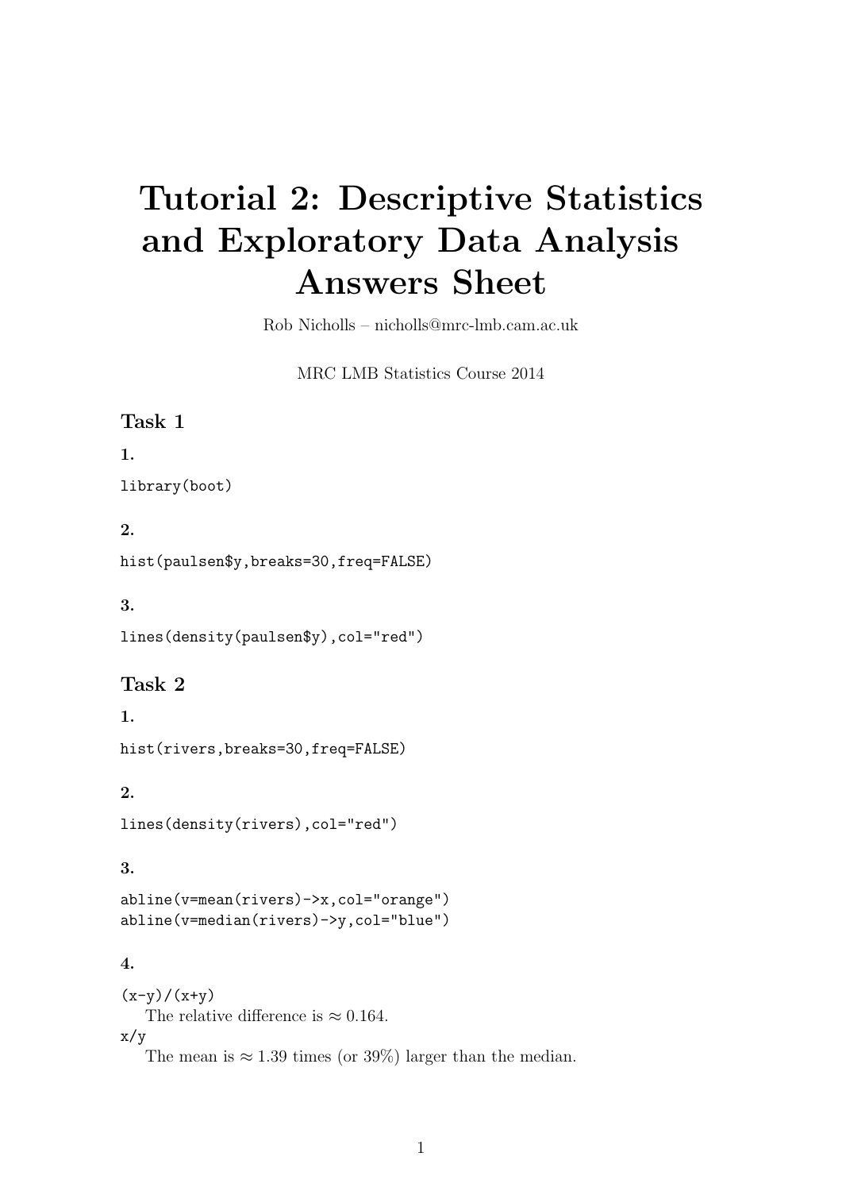# Tutorial 2: Descriptive Statistics and Exploratory Data Analysis Answers Sheet

Rob Nicholls – nicholls@mrc-lmb.cam.ac.uk

MRC LMB Statistics Course 2014

## Task 1

**1.**

```
library(boot)
```

**2.**

```
hist(paulsen$y,breaks=30,freq=FALSE)
```

**3.**

```
lines(density(paulsen$y),col="red")
```

## Task 2

**1.**

```
hist(rivers,breaks=30,freq=FALSE)
```

**2.**

```
lines(density(rivers),col="red")
```

**3.**

```
abline(v=mean(rivers)->x,col="orange")
abline(v=median(rivers)->y,col="blue")
```

**4.**

```
(x-y)/(x+y)
```

The relative difference is $\approx 0.164$.

```
x/y
```

The mean is $\approx 1.39$ times (or 39%) larger than the median.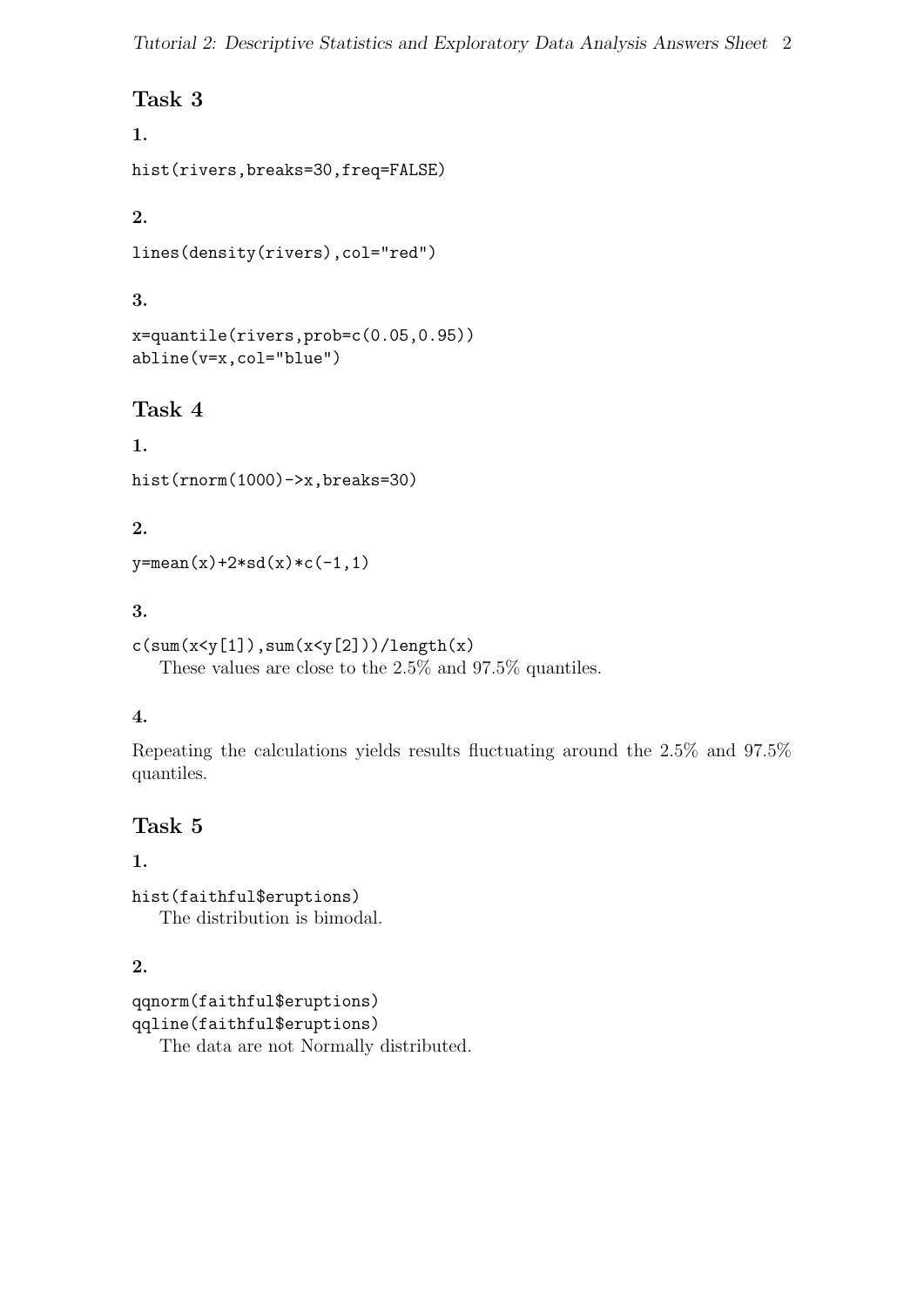## Task 3

### 1.

```
hist(rivers,breaks=30,freq=FALSE)
```

### 2.

```
lines(density(rivers),col="red")
```

### 3.

```
x=quantile(rivers,prob=c(0.05,0.95))
abline(v=x,col="blue")
```

## Task 4

### 1.

```
hist(rnorm(1000)->x,breaks=30)
```

### 2.

```
y=mean(x)+2*sd(x)*c(-1,1)
```

### 3.

```
c(sum(x<y[1]),sum(x<y[2]))/length(x)
```

These values are close to the 2.5% and 97.5% quantiles.

### 4.

Repeating the calculations yields results fluctuating around the 2.5% and 97.5% quantiles.

## Task 5

### 1.

```
hist(faithful$eruptions)
```

The distribution is bimodal.

### 2.

```
qqnorm(faithful$eruptions)
qqline(faithful$eruptions)
```

The data are not Normally distributed.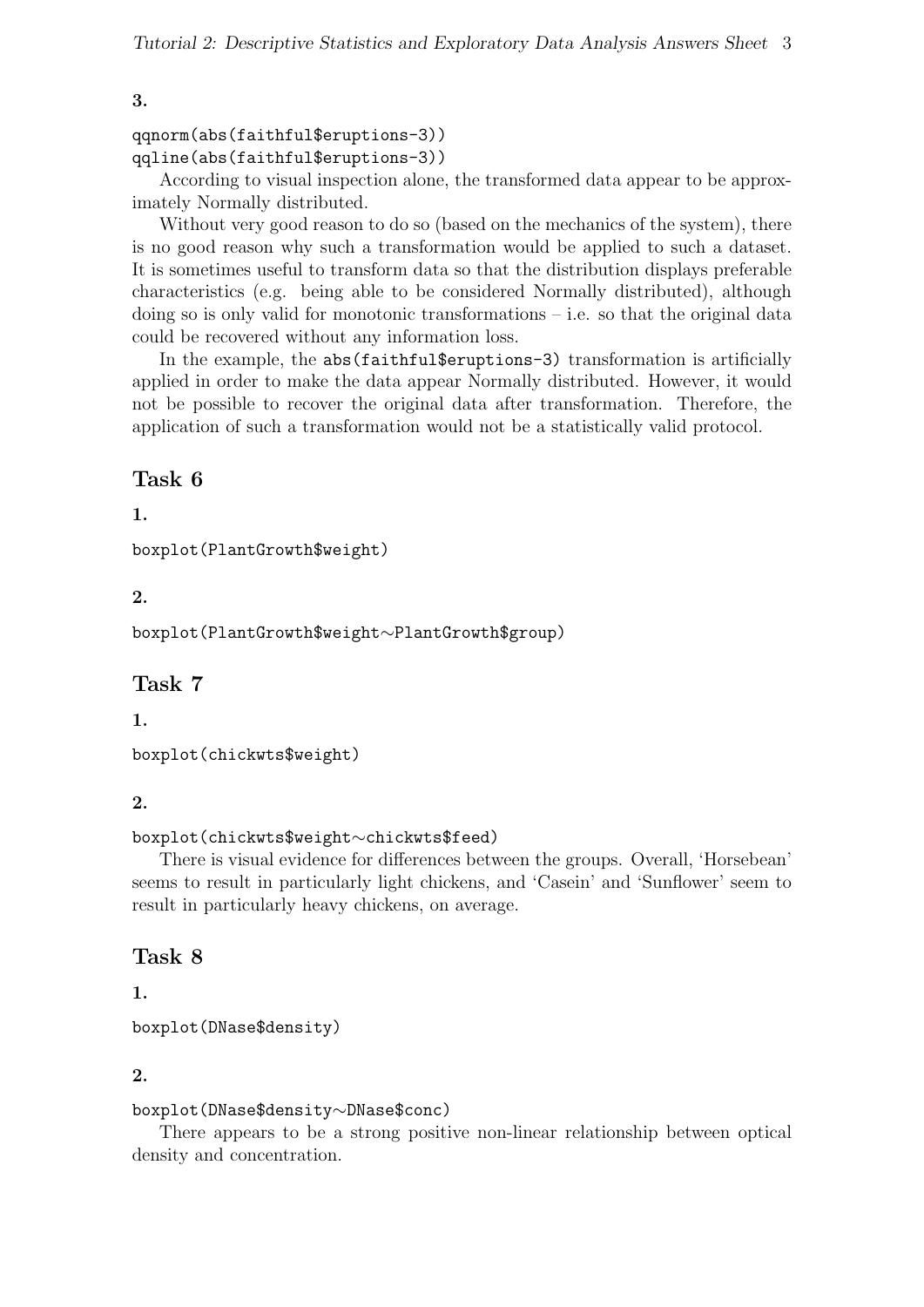**3.**

```
qqnorm(abs(faithful$eruptions-3))
qqline(abs(faithful$eruptions-3))
```

According to visual inspection alone, the transformed data appear to be approximately Normally distributed.

Without very good reason to do so (based on the mechanics of the system), there is no good reason why such a transformation would be applied to such a dataset. It is sometimes useful to transform data so that the distribution displays preferable characteristics (e.g. being able to be considered Normally distributed), although doing so is only valid for monotonic transformations – i.e. so that the original data could be recovered without any information loss.

In the example, the `abs(faithful$eruptions-3)` transformation is artificially applied in order to make the data appear Normally distributed. However, it would not be possible to recover the original data after transformation. Therefore, the application of such a transformation would not be a statistically valid protocol.

## Task 6

**1.**

```
boxplot(PlantGrowth$weight)
```

**2.**

```
boxplot(PlantGrowth$weight~PlantGrowth$group)
```

## Task 7

**1.**

```
boxplot(chickwts$weight)
```

**2.**

```
boxplot(chickwts$weight~chickwts$feed)
```

There is visual evidence for differences between the groups. Overall, 'Horsebean' seems to result in particularly light chickens, and 'Casein' and 'Sunflower' seem to result in particularly heavy chickens, on average.

## Task 8

**1.**

```
boxplot(DNase$density)
```

**2.**

```
boxplot(DNase$density~DNase$conc)
```

There appears to be a strong positive non-linear relationship between optical density and concentration.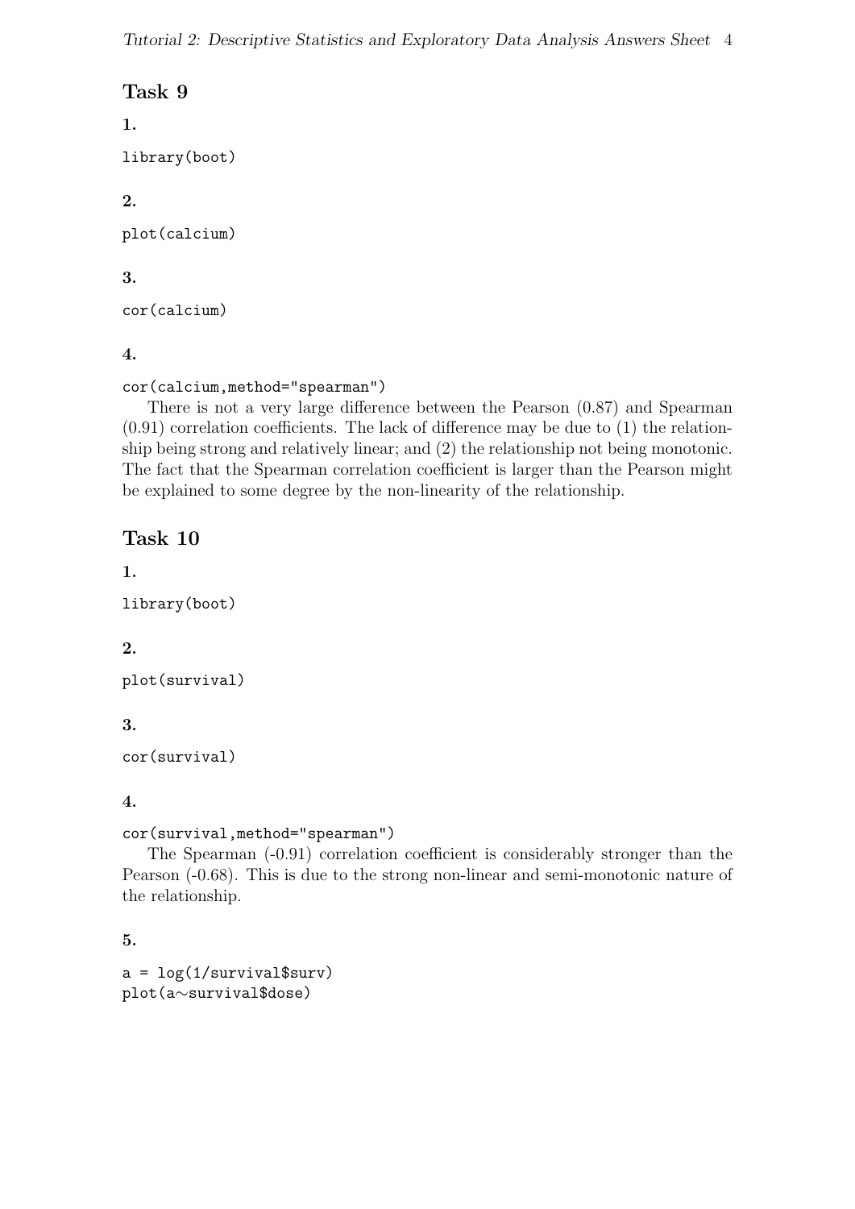## Task 9

**1.**

```
library(boot)
```

**2.**

```
plot(calcium)
```

**3.**

```
cor(calcium)
```

**4.**

```
cor(calcium,method="spearman")
```

There is not a very large difference between the Pearson (0.87) and Spearman (0.91) correlation coefficients. The lack of difference may be due to (1) the relationship being strong and relatively linear; and (2) the relationship not being monotonic. The fact that the Spearman correlation coefficient is larger than the Pearson might be explained to some degree by the non-linearity of the relationship.

## Task 10

**1.**

```
library(boot)
```

**2.**

```
plot(survival)
```

**3.**

```
cor(survival)
```

**4.**

```
cor(survival,method="spearman")
```

The Spearman (-0.91) correlation coefficient is considerably stronger than the Pearson (-0.68). This is due to the strong non-linear and semi-monotonic nature of the relationship.

**5.**

```
a = log(1/survival$surv)
plot(a~survival$dose)
```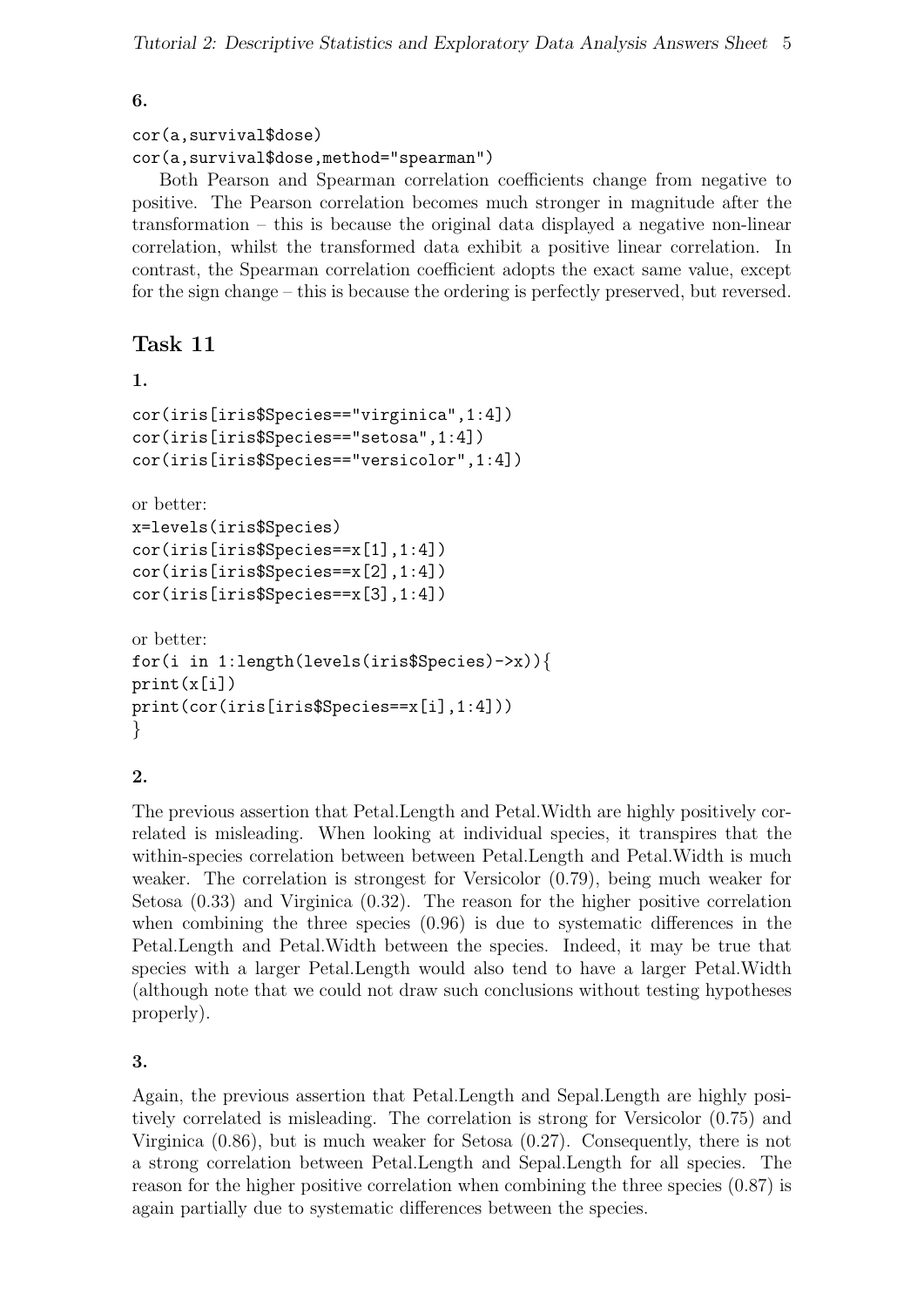**6.**

```
cor(a,survival$dose)
cor(a,survival$dose,method="spearman")
```

Both Pearson and Spearman correlation coefficients change from negative to positive. The Pearson correlation becomes much stronger in magnitude after the transformation – this is because the original data displayed a negative non-linear correlation, whilst the transformed data exhibit a positive linear correlation. In contrast, the Spearman correlation coefficient adopts the exact same value, except for the sign change – this is because the ordering is perfectly preserved, but reversed.

## Task 11

**1.**

```
cor(iris[iris$Species=="virginica",1:4])
cor(iris[iris$Species=="setosa",1:4])
cor(iris[iris$Species=="versicolor",1:4])
```

or better:

```
x=levels(iris$Species)
cor(iris[iris$Species==x[1],1:4])
cor(iris[iris$Species==x[2],1:4])
cor(iris[iris$Species==x[3],1:4])
```

or better:

```
for(i in 1:length(levels(iris$Species)->x)){
print(x[i])
print(cor(iris[iris$Species==x[i],1:4]))
}
```

**2.**

The previous assertion that Petal.Length and Petal.Width are highly positively correlated is misleading. When looking at individual species, it transpires that the within-species correlation between between Petal.Length and Petal.Width is much weaker. The correlation is strongest for Versicolor (0.79), being much weaker for Setosa (0.33) and Virginica (0.32). The reason for the higher positive correlation when combining the three species (0.96) is due to systematic differences in the Petal.Length and Petal.Width between the species. Indeed, it may be true that species with a larger Petal.Length would also tend to have a larger Petal.Width (although note that we could not draw such conclusions without testing hypotheses properly).

**3.**

Again, the previous assertion that Petal.Length and Sepal.Length are highly positively correlated is misleading. The correlation is strong for Versicolor (0.75) and Virginica (0.86), but is much weaker for Setosa (0.27). Consequently, there is not a strong correlation between Petal.Length and Sepal.Length for all species. The reason for the higher positive correlation when combining the three species (0.87) is again partially due to systematic differences between the species.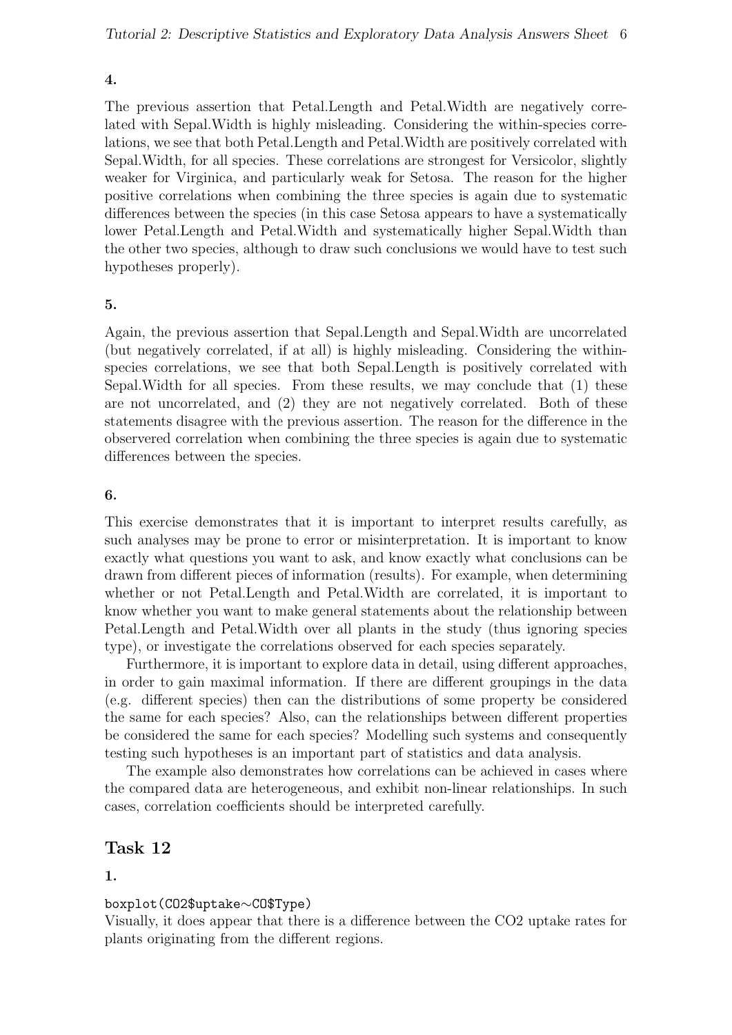**4.**

The previous assertion that Petal.Length and Petal.Width are negatively correlated with Sepal.Width is highly misleading. Considering the within-species correlations, we see that both Petal.Length and Petal.Width are positively correlated with Sepal.Width, for all species. These correlations are strongest for Versicolor, slightly weaker for Virginica, and particularly weak for Setosa. The reason for the higher positive correlations when combining the three species is again due to systematic differences between the species (in this case Setosa appears to have a systematically lower Petal.Length and Petal.Width and systematically higher Sepal.Width than the other two species, although to draw such conclusions we would have to test such hypotheses properly).

**5.**

Again, the previous assertion that Sepal.Length and Sepal.Width are uncorrelated (but negatively correlated, if at all) is highly misleading. Considering the within-species correlations, we see that both Sepal.Length is positively correlated with Sepal.Width for all species. From these results, we may conclude that (1) these are not uncorrelated, and (2) they are not negatively correlated. Both of these statements disagree with the previous assertion. The reason for the difference in the observered correlation when combining the three species is again due to systematic differences between the species.

**6.**

This exercise demonstrates that it is important to interpret results carefully, as such analyses may be prone to error or misinterpretation. It is important to know exactly what questions you want to ask, and know exactly what conclusions can be drawn from different pieces of information (results). For example, when determining whether or not Petal.Length and Petal.Width are correlated, it is important to know whether you want to make general statements about the relationship between Petal.Length and Petal.Width over all plants in the study (thus ignoring species type), or investigate the correlations observed for each species separately.

Furthermore, it is important to explore data in detail, using different approaches, in order to gain maximal information. If there are different groupings in the data (e.g. different species) then can the distributions of some property be considered the same for each species? Also, can the relationships between different properties be considered the same for each species? Modelling such systems and consequently testing such hypotheses is an important part of statistics and data analysis.

The example also demonstrates how correlations can be achieved in cases where the compared data are heterogeneous, and exhibit non-linear relationships. In such cases, correlation coefficients should be interpreted carefully.

## Task 12

**1.**

```
boxplot(CO2$uptake~CO$Type)
```

Visually, it does appear that there is a difference between the CO2 uptake rates for plants originating from the different regions.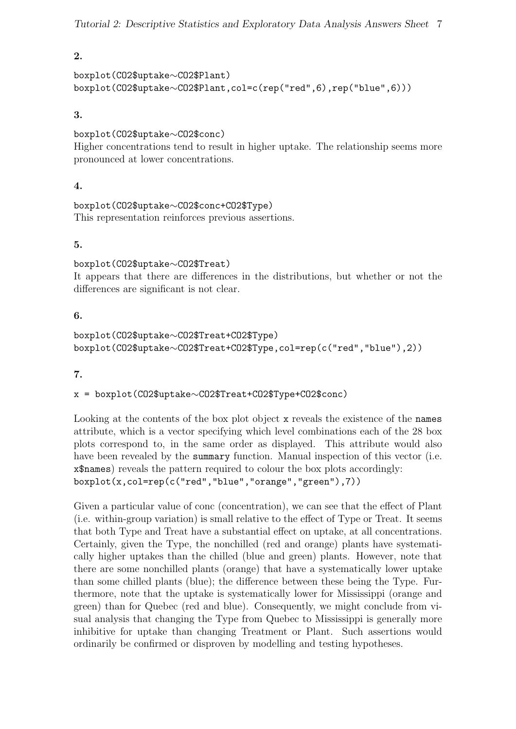**2.**

```
boxplot(CO2$uptake~CO2$Plant)
boxplot(CO2$uptake~CO2$Plant,col=c(rep("red",6),rep("blue",6)))
```

**3.**

```
boxplot(CO2$uptake~CO2$conc)
```

Higher concentrations tend to result in higher uptake. The relationship seems more pronounced at lower concentrations.

**4.**

```
boxplot(CO2$uptake~CO2$conc+CO2$Type)
```

This representation reinforces previous assertions.

**5.**

```
boxplot(CO2$uptake~CO2$Treat)
```

It appears that there are differences in the distributions, but whether or not the differences are significant is not clear.

**6.**

```
boxplot(CO2$uptake~CO2$Treat+CO2$Type)
boxplot(CO2$uptake~CO2$Treat+CO2$Type,col=rep(c("red","blue"),2))
```

**7.**

```
x = boxplot(CO2$uptake~CO2$Treat+CO2$Type+CO2$conc)
```

Looking at the contents of the box plot object `x` reveals the existence of the `names` attribute, which is a vector specifying which level combinations each of the 28 box plots correspond to, in the same order as displayed. This attribute would also have been revealed by the `summary` function. Manual inspection of this vector (i.e. `x$names`) reveals the pattern required to colour the box plots accordingly:

```
boxplot(x,col=rep(c("red","blue","orange","green"),7))
```

Given a particular value of conc (concentration), we can see that the effect of Plant (i.e. within-group variation) is small relative to the effect of Type or Treat. It seems that both Type and Treat have a substantial effect on uptake, at all concentrations. Certainly, given the Type, the nonchilled (red and orange) plants have systematically higher uptakes than the chilled (blue and green) plants. However, note that there are some nonchilled plants (orange) that have a systematically lower uptake than some chilled plants (blue); the difference between these being the Type. Furthermore, note that the uptake is systematically lower for Mississippi (orange and green) than for Quebec (red and blue). Consequently, we might conclude from visual analysis that changing the Type from Quebec to Mississippi is generally more inhibitive for uptake than changing Treatment or Plant. Such assertions would ordinarily be confirmed or disproven by modelling and testing hypotheses.